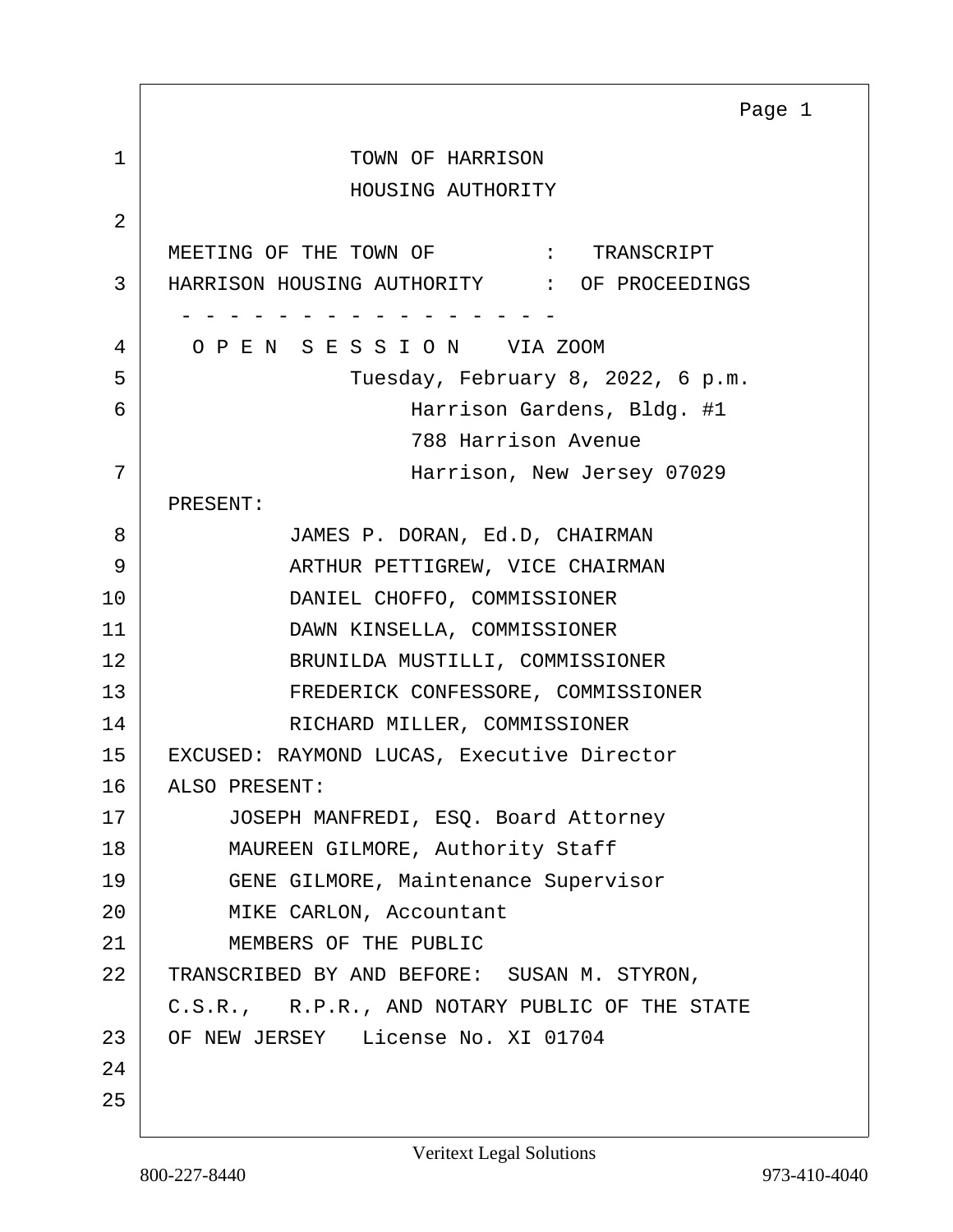TOWN OF HARRISON
HOUSING AUTHORITY

MEETING OF THE TOWN OF : TRANSCRIPT
HARRISON HOUSING AUTHORITY : OF PROCEEDINGS

- - - - - - - - - - - - - - - - -

O P E N S E S S I O N VIA ZOOM

Tuesday, February 8, 2022, 6 p.m.
Harrison Gardens, Bldg. #1
788 Harrison Avenue
Harrison, New Jersey 07029

PRESENT:

JAMES P. DORAN, Ed.D, CHAIRMAN
ARTHUR PETTIGREW, VICE CHAIRMAN
DANIEL CHOFFO, COMMISSIONER
DAWN KINSELLA, COMMISSIONER
BRUNILDA MUSTILLI, COMMISSIONER
FREDERICK CONFESSORE, COMMISSIONER
RICHARD MILLER, COMMISSIONER

EXCUSED: RAYMOND LUCAS, Executive Director

ALSO PRESENT:

JOSEPH MANFREDI, ESQ. Board Attorney
MAUREEN GILMORE, Authority Staff
GENE GILMORE, Maintenance Supervisor
MIKE CARLON, Accountant
MEMBERS OF THE PUBLIC

TRANSCRIBED BY AND BEFORE: SUSAN M. STYRON, C.S.R., R.P.R., AND NOTARY PUBLIC OF THE STATE OF NEW JERSEY License No. XI 01704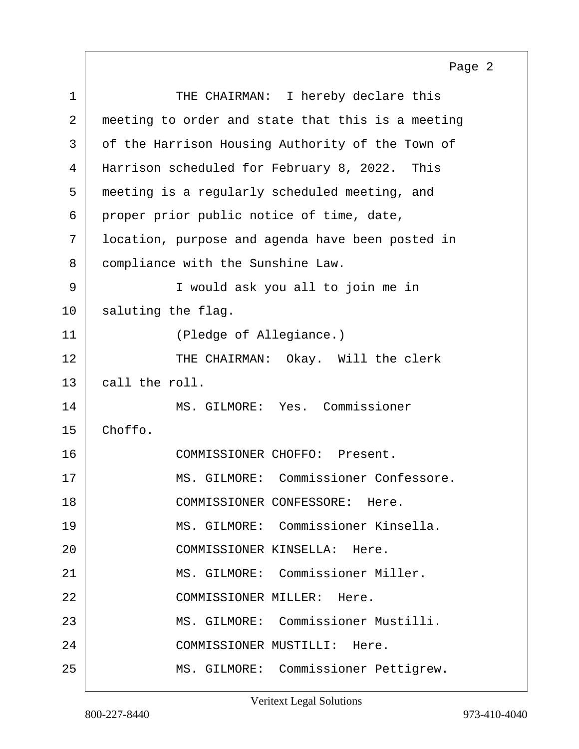THE CHAIRMAN: I hereby declare this meeting to order and state that this is a meeting of the Harrison Housing Authority of the Town of Harrison scheduled for February 8, 2022. This meeting is a regularly scheduled meeting, and proper prior public notice of time, date, location, purpose and agenda have been posted in compliance with the Sunshine Law.

I would ask you all to join me in saluting the flag.

(Pledge of Allegiance.)

THE CHAIRMAN: Okay. Will the clerk call the roll.

MS. GILMORE: Yes. Commissioner Choffo.

COMMISSIONER CHOFFO: Present.

MS. GILMORE: Commissioner Confessore.

COMMISSIONER CONFESSORE: Here.

MS. GILMORE: Commissioner Kinsella.

COMMISSIONER KINSELLA: Here.

MS. GILMORE: Commissioner Miller.

COMMISSIONER MILLER: Here.

MS. GILMORE: Commissioner Mustilli.

COMMISSIONER MUSTILLI: Here.

MS. GILMORE: Commissioner Pettigrew.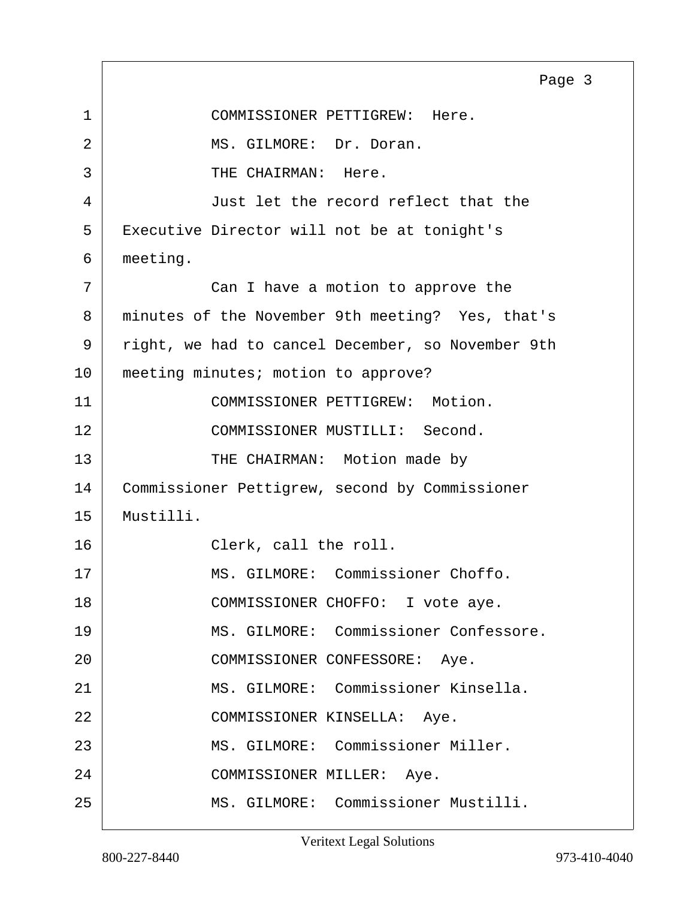COMMISSIONER PETTIGREW: Here.

MS. GILMORE: Dr. Doran.

THE CHAIRMAN: Here.

Just let the record reflect that the Executive Director will not be at tonight's meeting.

Can I have a motion to approve the minutes of the November 9th meeting? Yes, that's right, we had to cancel December, so November 9th meeting minutes; motion to approve?

COMMISSIONER PETTIGREW: Motion.

COMMISSIONER MUSTILLI: Second.

THE CHAIRMAN: Motion made by Commissioner Pettigrew, second by Commissioner Mustilli.

Clerk, call the roll.

MS. GILMORE: Commissioner Choffo.

COMMISSIONER CHOFFO: I vote aye.

MS. GILMORE: Commissioner Confessore.

COMMISSIONER CONFESSORE: Aye.

MS. GILMORE: Commissioner Kinsella.

COMMISSIONER KINSELLA: Aye.

MS. GILMORE: Commissioner Miller.

COMMISSIONER MILLER: Aye.

MS. GILMORE: Commissioner Mustilli.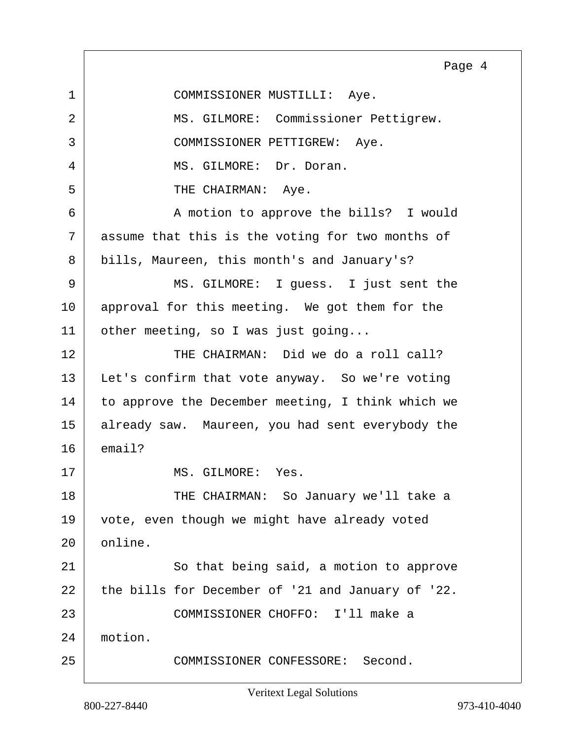1 COMMISSIONER MUSTILLI: Aye.

2 MS. GILMORE: Commissioner Pettigrew.

3 COMMISSIONER PETTIGREW: Aye.

4 MS. GILMORE: Dr. Doran.

5 THE CHAIRMAN: Aye.

6 A motion to approve the bills? I would

7 assume that this is the voting for two months of

8 bills, Maureen, this month's and January's?

9 MS. GILMORE: I guess. I just sent the

10 approval for this meeting. We got them for the

11 other meeting, so I was just going...

12 THE CHAIRMAN: Did we do a roll call?

13 Let's confirm that vote anyway. So we're voting

14 to approve the December meeting, I think which we

15 already saw. Maureen, you had sent everybody the

16 email?

17 MS. GILMORE: Yes.

18 THE CHAIRMAN: So January we'll take a

19 vote, even though we might have already voted

20 online.

21 So that being said, a motion to approve

22 the bills for December of '21 and January of '22.

23 COMMISSIONER CHOFFO: I'll make a

24 motion.

25 COMMISSIONER CONFESSORE: Second.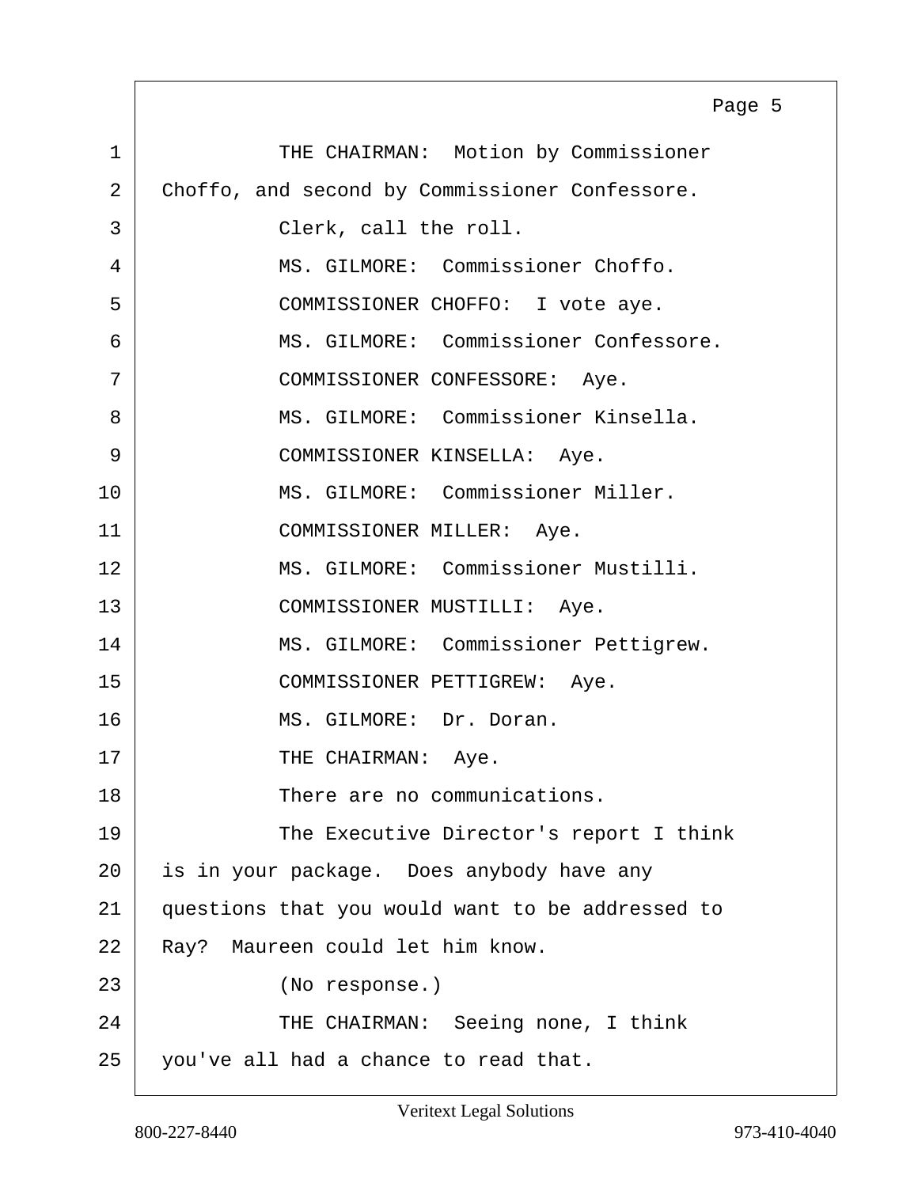THE CHAIRMAN: Motion by Commissioner Choffo, and second by Commissioner Confessore.

Clerk, call the roll.

MS. GILMORE: Commissioner Choffo.

COMMISSIONER CHOFFO: I vote aye.

MS. GILMORE: Commissioner Confessore.

COMMISSIONER CONFESSORE: Aye.

MS. GILMORE: Commissioner Kinsella.

COMMISSIONER KINSELLA: Aye.

MS. GILMORE: Commissioner Miller.

COMMISSIONER MILLER: Aye.

MS. GILMORE: Commissioner Mustilli.

COMMISSIONER MUSTILLI: Aye.

MS. GILMORE: Commissioner Pettigrew.

COMMISSIONER PETTIGREW: Aye.

MS. GILMORE: Dr. Doran.

THE CHAIRMAN: Aye.

There are no communications.

The Executive Director's report I think is in your package. Does anybody have any questions that you would want to be addressed to Ray? Maureen could let him know.

(No response.)

THE CHAIRMAN: Seeing none, I think you've all had a chance to read that.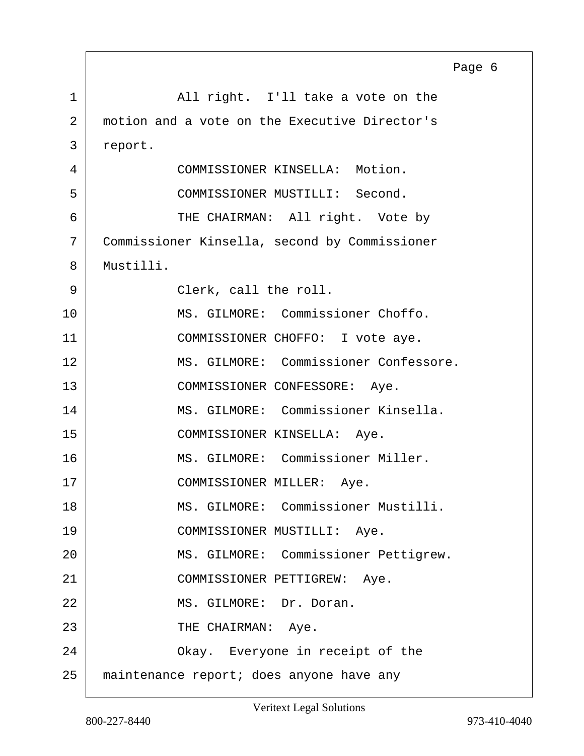All right. I'll take a vote on the motion and a vote on the Executive Director's report.

COMMISSIONER KINSELLA: Motion.

COMMISSIONER MUSTILLI: Second.

THE CHAIRMAN: All right. Vote by Commissioner Kinsella, second by Commissioner Mustilli.

Clerk, call the roll.

MS. GILMORE: Commissioner Choffo.

COMMISSIONER CHOFFO: I vote aye.

MS. GILMORE: Commissioner Confessore.

COMMISSIONER CONFESSORE: Aye.

MS. GILMORE: Commissioner Kinsella.

COMMISSIONER KINSELLA: Aye.

MS. GILMORE: Commissioner Miller.

COMMISSIONER MILLER: Aye.

MS. GILMORE: Commissioner Mustilli.

COMMISSIONER MUSTILLI: Aye.

MS. GILMORE: Commissioner Pettigrew.

COMMISSIONER PETTIGREW: Aye.

MS. GILMORE: Dr. Doran.

THE CHAIRMAN: Aye.

Okay. Everyone in receipt of the maintenance report; does anyone have any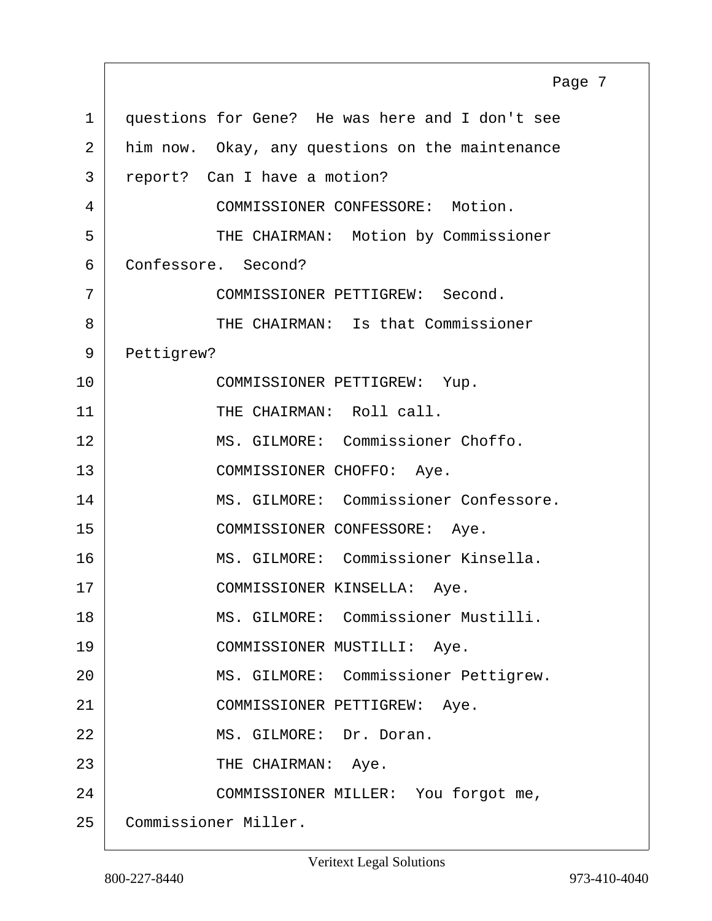questions for Gene? He was here and I don't see him now. Okay, any questions on the maintenance report? Can I have a motion?

COMMISSIONER CONFESSORE: Motion.

THE CHAIRMAN: Motion by Commissioner Confessore. Second?

COMMISSIONER PETTIGREW: Second.

THE CHAIRMAN: Is that Commissioner Pettigrew?

COMMISSIONER PETTIGREW: Yup.

THE CHAIRMAN: Roll call.

MS. GILMORE: Commissioner Choffo.

COMMISSIONER CHOFFO: Aye.

MS. GILMORE: Commissioner Confessore.

COMMISSIONER CONFESSORE: Aye.

MS. GILMORE: Commissioner Kinsella.

COMMISSIONER KINSELLA: Aye.

MS. GILMORE: Commissioner Mustilli.

COMMISSIONER MUSTILLI: Aye.

MS. GILMORE: Commissioner Pettigrew.

COMMISSIONER PETTIGREW: Aye.

MS. GILMORE: Dr. Doran.

THE CHAIRMAN: Aye.

COMMISSIONER MILLER: You forgot me, Commissioner Miller.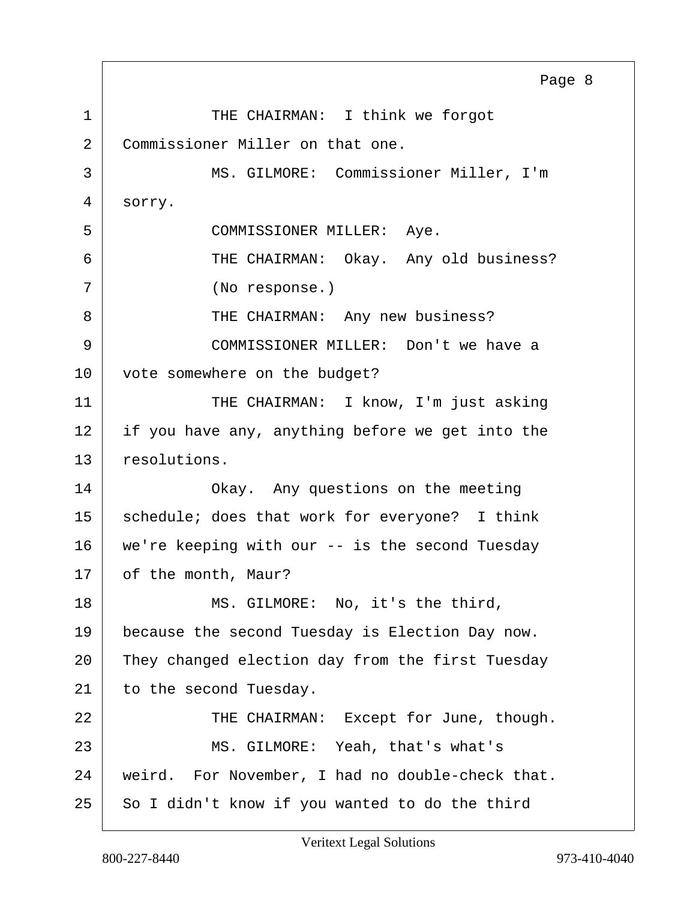THE CHAIRMAN: I think we forgot Commissioner Miller on that one.

MS. GILMORE: Commissioner Miller, I'm sorry.

COMMISSIONER MILLER: Aye.

THE CHAIRMAN: Okay. Any old business?

(No response.)

THE CHAIRMAN: Any new business?

COMMISSIONER MILLER: Don't we have a vote somewhere on the budget?

THE CHAIRMAN: I know, I'm just asking if you have any, anything before we get into the resolutions.

Okay. Any questions on the meeting schedule; does that work for everyone? I think we're keeping with our -- is the second Tuesday of the month, Maur?

MS. GILMORE: No, it's the third, because the second Tuesday is Election Day now. They changed election day from the first Tuesday to the second Tuesday.

THE CHAIRMAN: Except for June, though.

MS. GILMORE: Yeah, that's what's weird. For November, I had no double-check that. So I didn't know if you wanted to do the third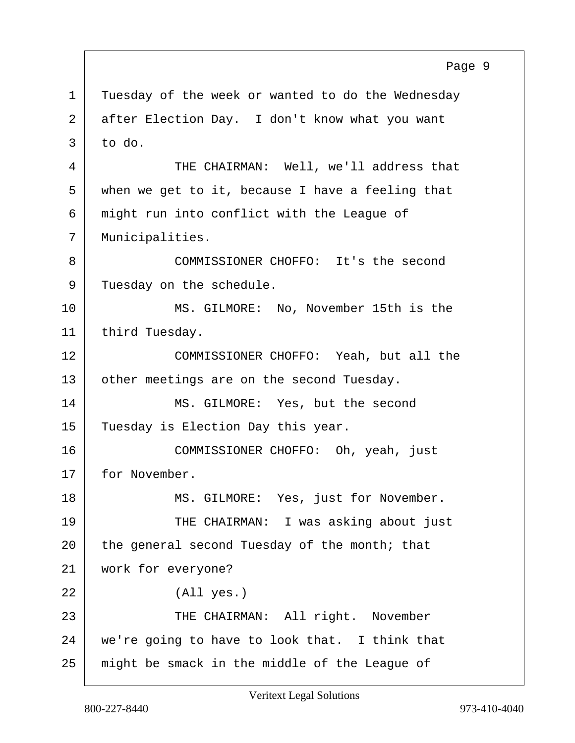Tuesday of the week or wanted to do the Wednesday after Election Day. I don't know what you want to do.

THE CHAIRMAN: Well, we'll address that when we get to it, because I have a feeling that might run into conflict with the League of Municipalities.

COMMISSIONER CHOFFO: It's the second Tuesday on the schedule.

MS. GILMORE: No, November 15th is the third Tuesday.

COMMISSIONER CHOFFO: Yeah, but all the other meetings are on the second Tuesday.

MS. GILMORE: Yes, but the second Tuesday is Election Day this year.

COMMISSIONER CHOFFO: Oh, yeah, just for November.

MS. GILMORE: Yes, just for November.

THE CHAIRMAN: I was asking about just the general second Tuesday of the month; that work for everyone?

(All yes.)

THE CHAIRMAN: All right. November we're going to have to look that. I think that might be smack in the middle of the League of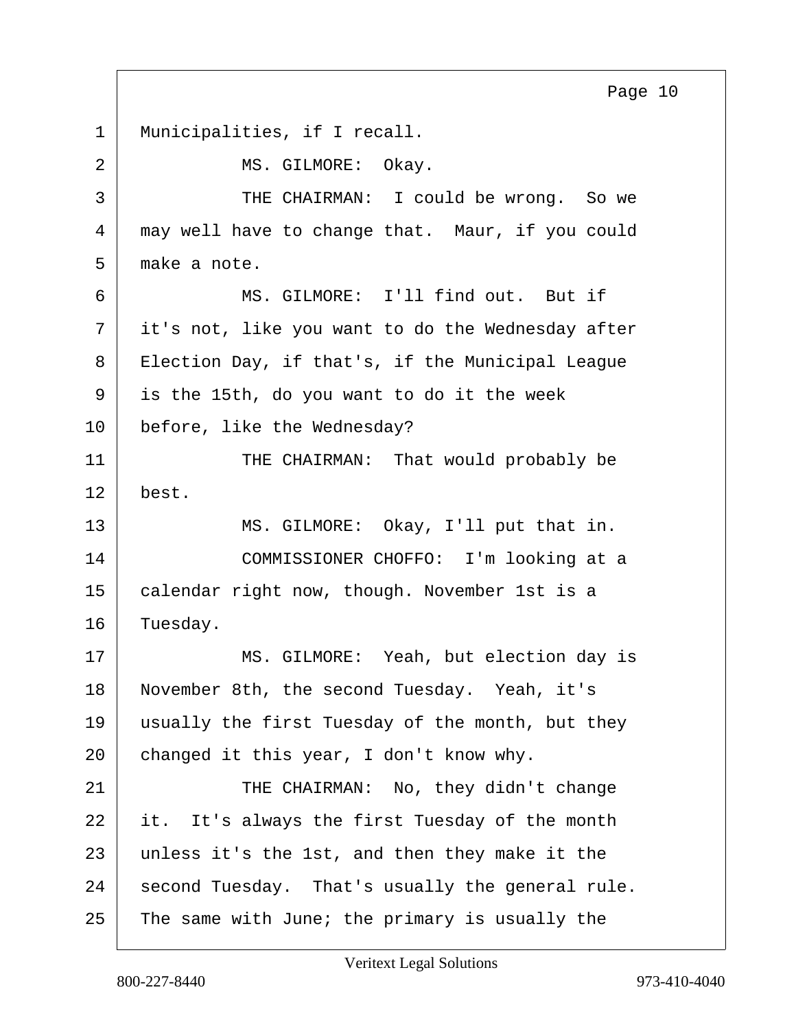Municipalities, if I recall.

MS. GILMORE: Okay.

THE CHAIRMAN: I could be wrong. So we may well have to change that. Maur, if you could make a note.

MS. GILMORE: I'll find out. But if it's not, like you want to do the Wednesday after Election Day, if that's, if the Municipal League is the 15th, do you want to do it the week before, like the Wednesday?

THE CHAIRMAN: That would probably be best.

MS. GILMORE: Okay, I'll put that in.

COMMISSIONER CHOFFO: I'm looking at a calendar right now, though. November 1st is a Tuesday.

MS. GILMORE: Yeah, but election day is November 8th, the second Tuesday. Yeah, it's usually the first Tuesday of the month, but they changed it this year, I don't know why.

THE CHAIRMAN: No, they didn't change it. It's always the first Tuesday of the month unless it's the 1st, and then they make it the second Tuesday. That's usually the general rule. The same with June; the primary is usually the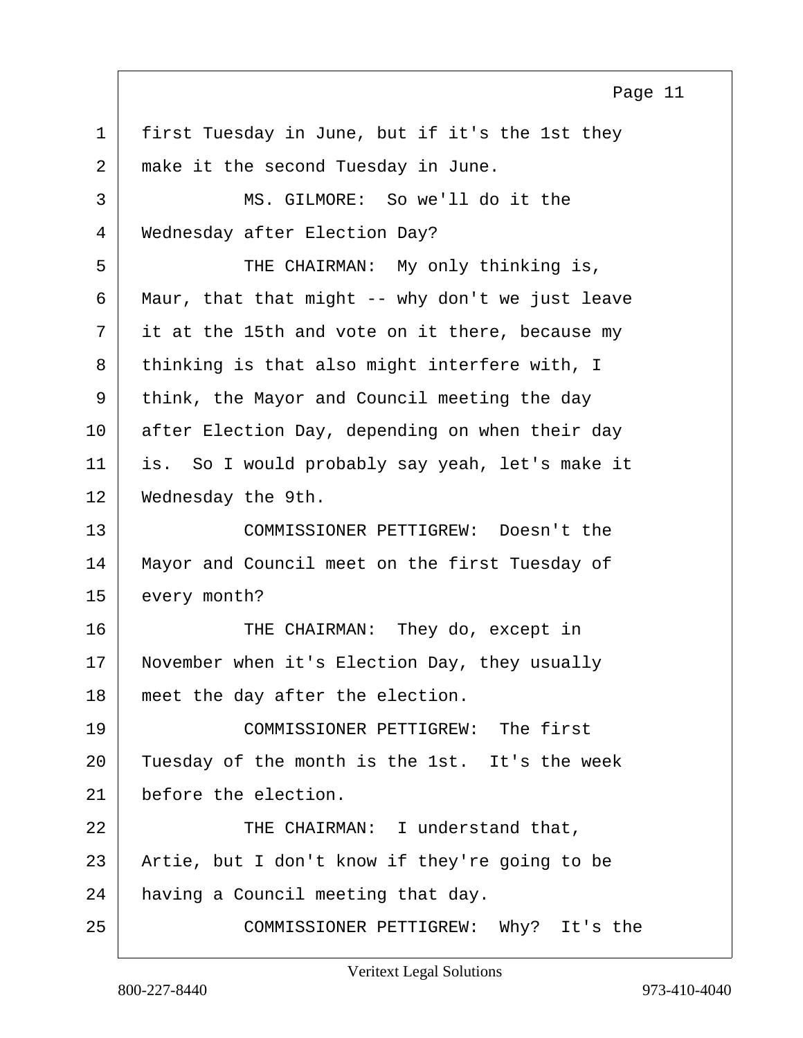1 first Tuesday in June, but if it's the 1st they
2 make it the second Tuesday in June.
3 MS. GILMORE: So we'll do it the
4 Wednesday after Election Day?
5 THE CHAIRMAN: My only thinking is,
6 Maur, that that might -- why don't we just leave
7 it at the 15th and vote on it there, because my
8 thinking is that also might interfere with, I
9 think, the Mayor and Council meeting the day
10 after Election Day, depending on when their day
11 is. So I would probably say yeah, let's make it
12 Wednesday the 9th.
13 COMMISSIONER PETTIGREW: Doesn't the
14 Mayor and Council meet on the first Tuesday of
15 every month?
16 THE CHAIRMAN: They do, except in
17 November when it's Election Day, they usually
18 meet the day after the election.
19 COMMISSIONER PETTIGREW: The first
20 Tuesday of the month is the 1st. It's the week
21 before the election.
22 THE CHAIRMAN: I understand that,
23 Artie, but I don't know if they're going to be
24 having a Council meeting that day.
25 COMMISSIONER PETTIGREW: Why? It's the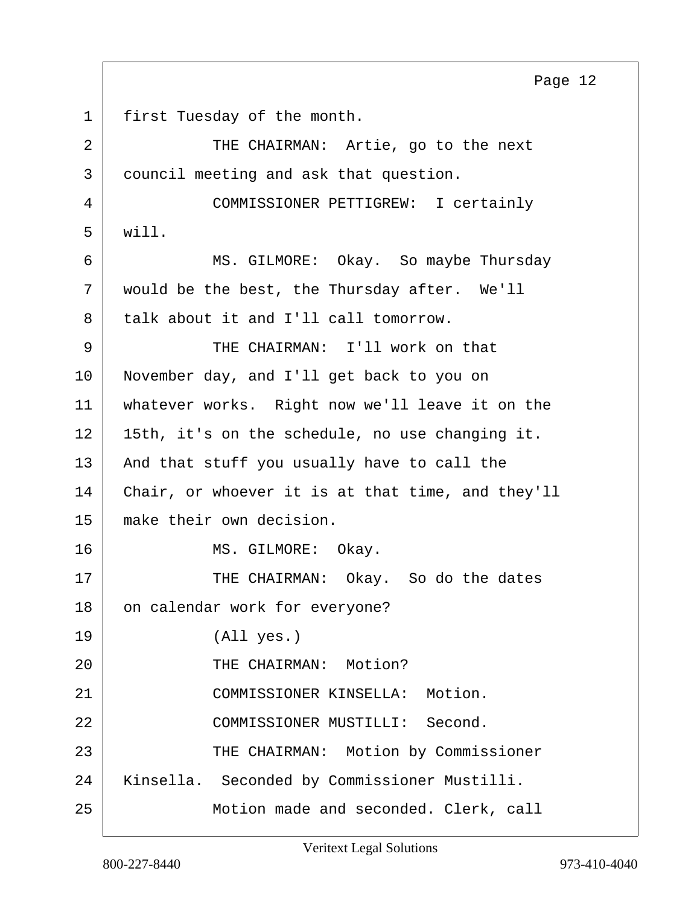1 first Tuesday of the month.

2 THE CHAIRMAN: Artie, go to the next

3 council meeting and ask that question.

4 COMMISSIONER PETTIGREW: I certainly

5 will.

6 MS. GILMORE: Okay. So maybe Thursday

7 would be the best, the Thursday after. We'll

8 talk about it and I'll call tomorrow.

9 THE CHAIRMAN: I'll work on that

10 November day, and I'll get back to you on

11 whatever works. Right now we'll leave it on the

12 15th, it's on the schedule, no use changing it.

13 And that stuff you usually have to call the

14 Chair, or whoever it is at that time, and they'll

15 make their own decision.

16 MS. GILMORE: Okay.

17 THE CHAIRMAN: Okay. So do the dates

18 on calendar work for everyone?

19 (All yes.)

20 THE CHAIRMAN: Motion?

21 COMMISSIONER KINSELLA: Motion.

22 COMMISSIONER MUSTILLI: Second.

23 THE CHAIRMAN: Motion by Commissioner

24 Kinsella. Seconded by Commissioner Mustilli.

25 Motion made and seconded. Clerk, call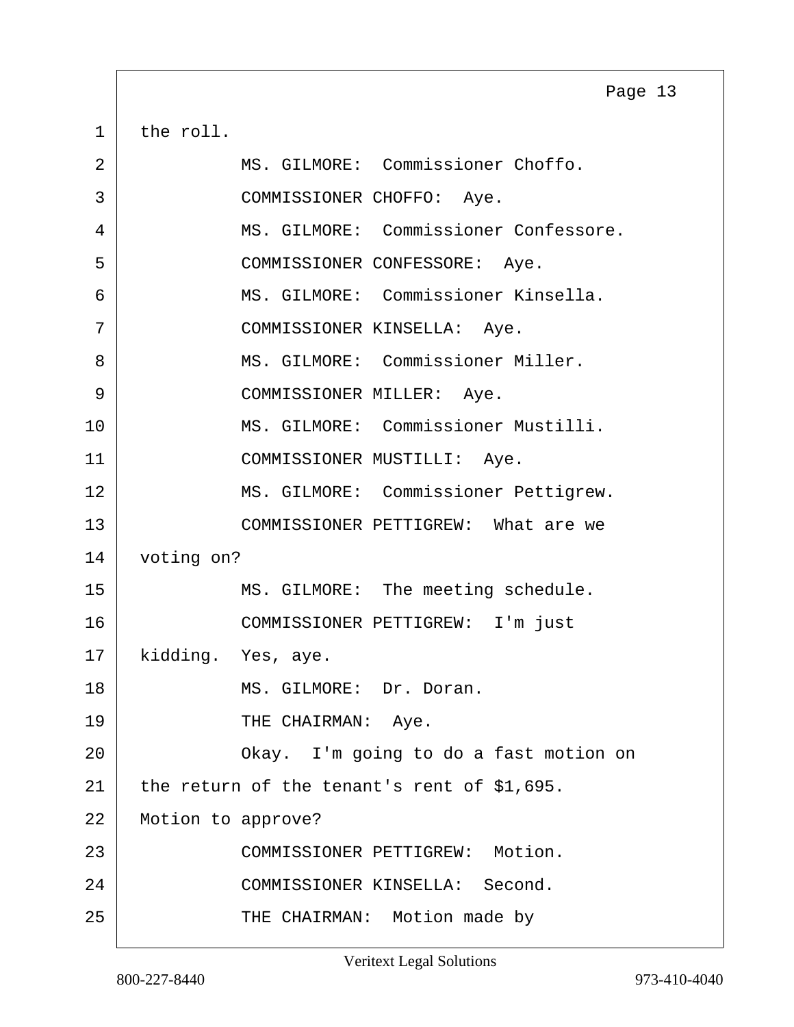1 the roll.

2 MS. GILMORE: Commissioner Choffo.

3 COMMISSIONER CHOFFO: Aye.

4 MS. GILMORE: Commissioner Confessore.

5 COMMISSIONER CONFESSORE: Aye.

6 MS. GILMORE: Commissioner Kinsella.

7 COMMISSIONER KINSELLA: Aye.

8 MS. GILMORE: Commissioner Miller.

9 COMMISSIONER MILLER: Aye.

10 MS. GILMORE: Commissioner Mustilli.

11 COMMISSIONER MUSTILLI: Aye.

12 MS. GILMORE: Commissioner Pettigrew.

13 COMMISSIONER PETTIGREW: What are we

14 voting on?

15 MS. GILMORE: The meeting schedule.

16 COMMISSIONER PETTIGREW: I'm just

17 kidding. Yes, aye.

18 MS. GILMORE: Dr. Doran.

19 THE CHAIRMAN: Aye.

20 Okay. I'm going to do a fast motion on

21 the return of the tenant's rent of $1,695.

22 Motion to approve?

23 COMMISSIONER PETTIGREW: Motion.

24 COMMISSIONER KINSELLA: Second.

25 THE CHAIRMAN: Motion made by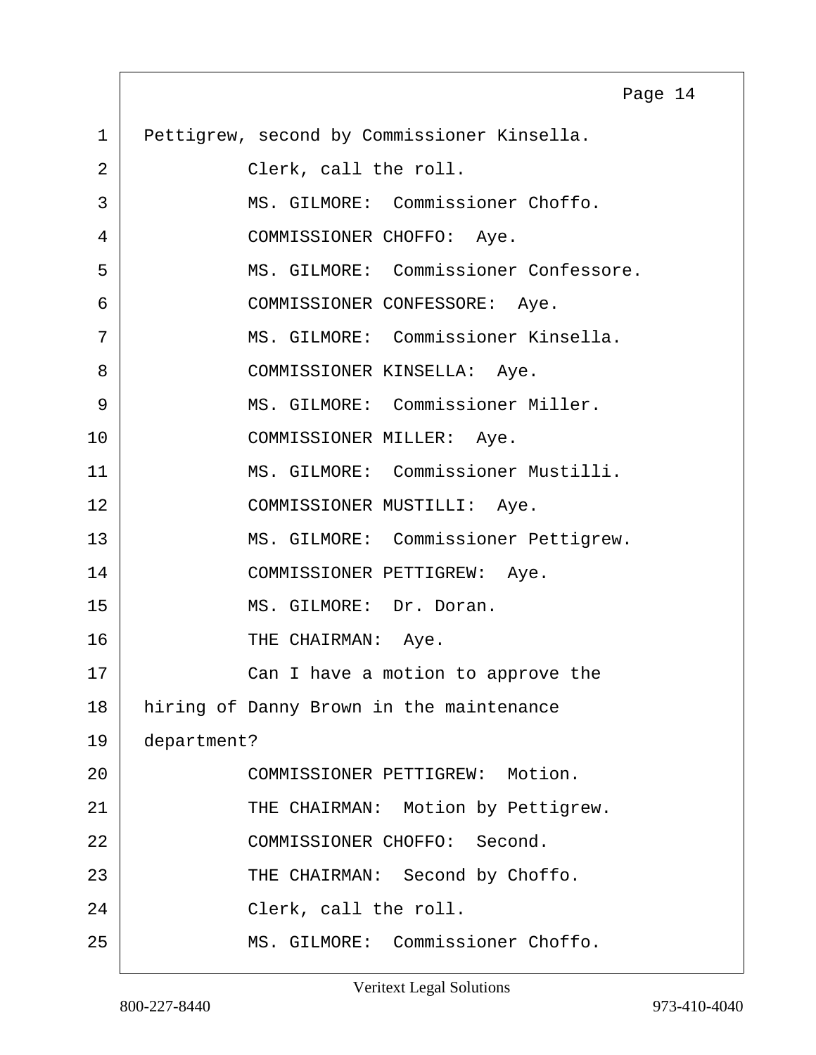1 Pettigrew, second by Commissioner Kinsella.

2 Clerk, call the roll.

3 MS. GILMORE: Commissioner Choffo.

4 COMMISSIONER CHOFFO: Aye.

5 MS. GILMORE: Commissioner Confessore.

6 COMMISSIONER CONFESSORE: Aye.

7 MS. GILMORE: Commissioner Kinsella.

8 COMMISSIONER KINSELLA: Aye.

9 MS. GILMORE: Commissioner Miller.

10 COMMISSIONER MILLER: Aye.

11 MS. GILMORE: Commissioner Mustilli.

12 COMMISSIONER MUSTILLI: Aye.

13 MS. GILMORE: Commissioner Pettigrew.

14 COMMISSIONER PETTIGREW: Aye.

15 MS. GILMORE: Dr. Doran.

16 THE CHAIRMAN: Aye.

17 Can I have a motion to approve the

18 hiring of Danny Brown in the maintenance

19 department?

20 COMMISSIONER PETTIGREW: Motion.

21 THE CHAIRMAN: Motion by Pettigrew.

22 COMMISSIONER CHOFFO: Second.

23 THE CHAIRMAN: Second by Choffo.

24 Clerk, call the roll.

25 MS. GILMORE: Commissioner Choffo.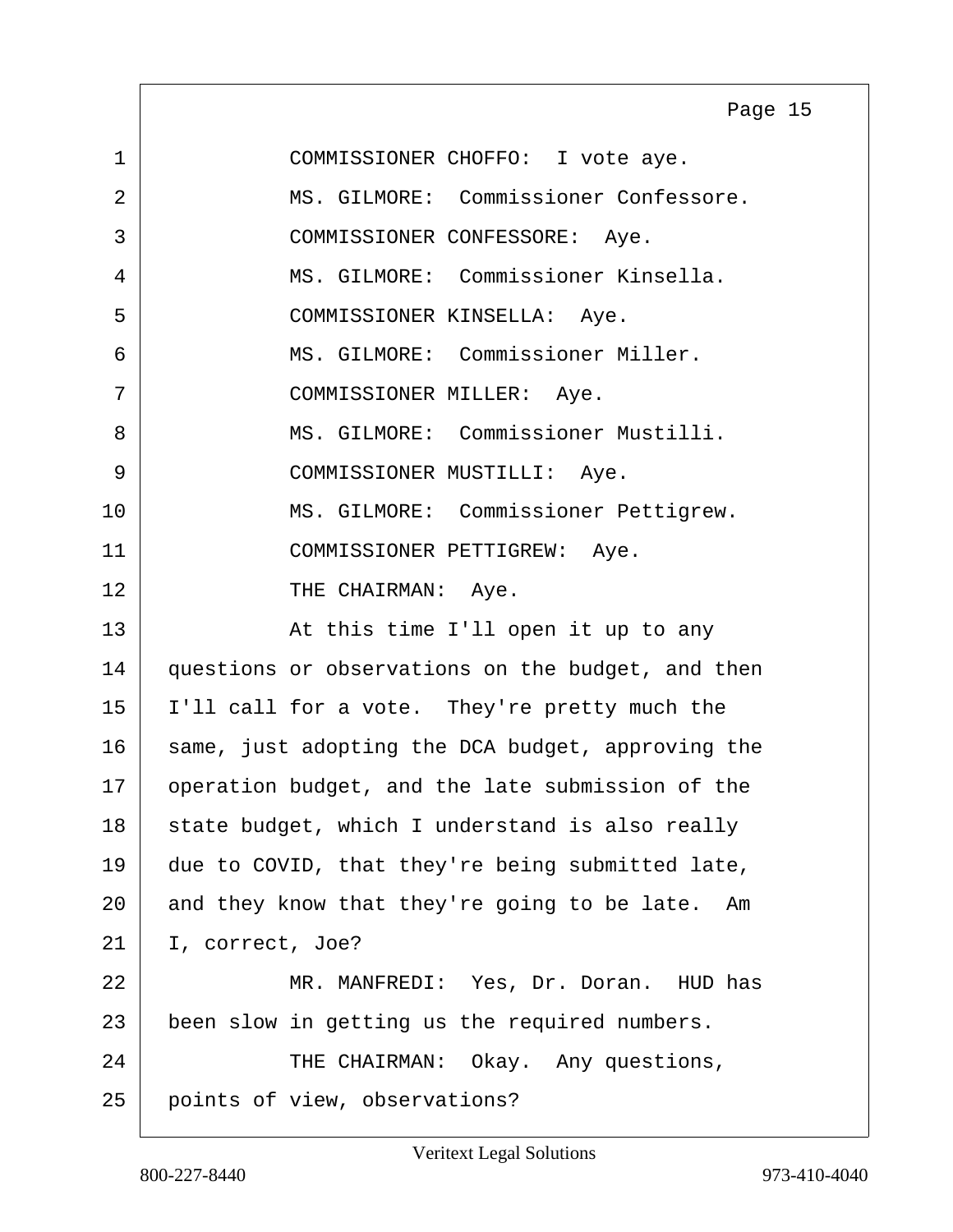COMMISSIONER CHOFFO: I vote aye.

MS. GILMORE: Commissioner Confessore.

COMMISSIONER CONFESSORE: Aye.

MS. GILMORE: Commissioner Kinsella.

COMMISSIONER KINSELLA: Aye.

MS. GILMORE: Commissioner Miller.

COMMISSIONER MILLER: Aye.

MS. GILMORE: Commissioner Mustilli.

COMMISSIONER MUSTILLI: Aye.

MS. GILMORE: Commissioner Pettigrew.

COMMISSIONER PETTIGREW: Aye.

THE CHAIRMAN: Aye.

At this time I'll open it up to any questions or observations on the budget, and then I'll call for a vote. They're pretty much the same, just adopting the DCA budget, approving the operation budget, and the late submission of the state budget, which I understand is also really due to COVID, that they're being submitted late, and they know that they're going to be late. Am I, correct, Joe?

MR. MANFREDI: Yes, Dr. Doran. HUD has been slow in getting us the required numbers.

THE CHAIRMAN: Okay. Any questions, points of view, observations?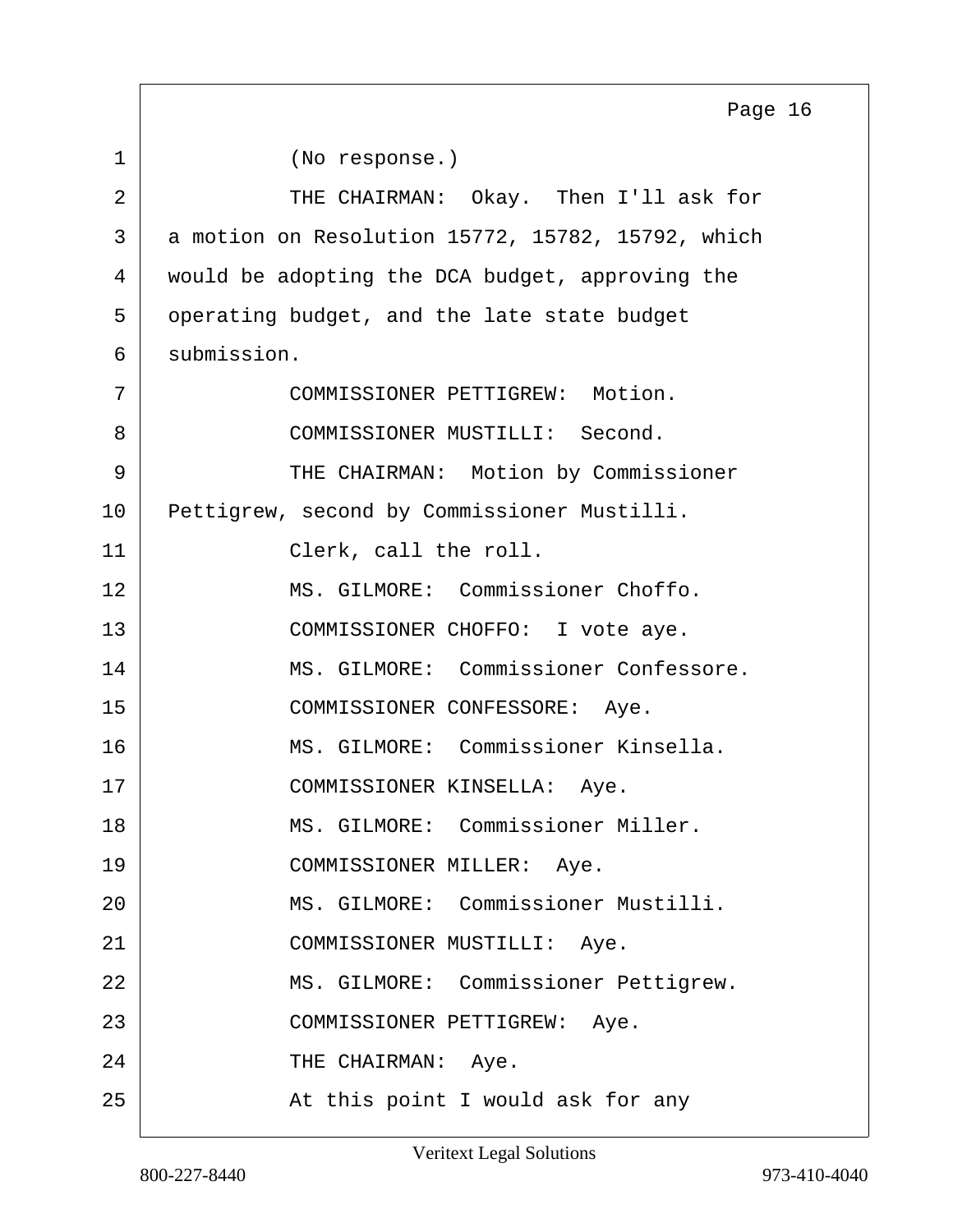(No response.)

THE CHAIRMAN: Okay. Then I'll ask for a motion on Resolution 15772, 15782, 15792, which would be adopting the DCA budget, approving the operating budget, and the late state budget submission.

COMMISSIONER PETTIGREW: Motion.

COMMISSIONER MUSTILLI: Second.

THE CHAIRMAN: Motion by Commissioner Pettigrew, second by Commissioner Mustilli.

Clerk, call the roll.

MS. GILMORE: Commissioner Choffo.

COMMISSIONER CHOFFO: I vote aye.

MS. GILMORE: Commissioner Confessore.

COMMISSIONER CONFESSORE: Aye.

MS. GILMORE: Commissioner Kinsella.

COMMISSIONER KINSELLA: Aye.

MS. GILMORE: Commissioner Miller.

COMMISSIONER MILLER: Aye.

MS. GILMORE: Commissioner Mustilli.

COMMISSIONER MUSTILLI: Aye.

MS. GILMORE: Commissioner Pettigrew.

COMMISSIONER PETTIGREW: Aye.

THE CHAIRMAN: Aye.

At this point I would ask for any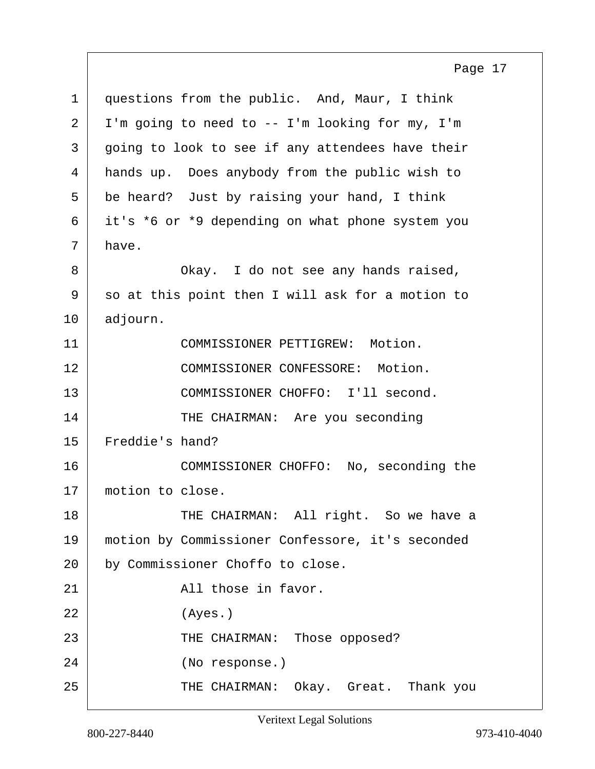questions from the public. And, Maur, I think I'm going to need to -- I'm looking for my, I'm going to look to see if any attendees have their hands up. Does anybody from the public wish to be heard? Just by raising your hand, I think it's *6 or *9 depending on what phone system you have.

Okay. I do not see any hands raised, so at this point then I will ask for a motion to adjourn.

COMMISSIONER PETTIGREW: Motion.

COMMISSIONER CONFESSORE: Motion.

COMMISSIONER CHOFFO: I'll second.

THE CHAIRMAN: Are you seconding Freddie's hand?

COMMISSIONER CHOFFO: No, seconding the motion to close.

THE CHAIRMAN: All right. So we have a motion by Commissioner Confessore, it's seconded by Commissioner Choffo to close.

All those in favor.

(Ayes.)

THE CHAIRMAN: Those opposed?

(No response.)

THE CHAIRMAN: Okay. Great. Thank you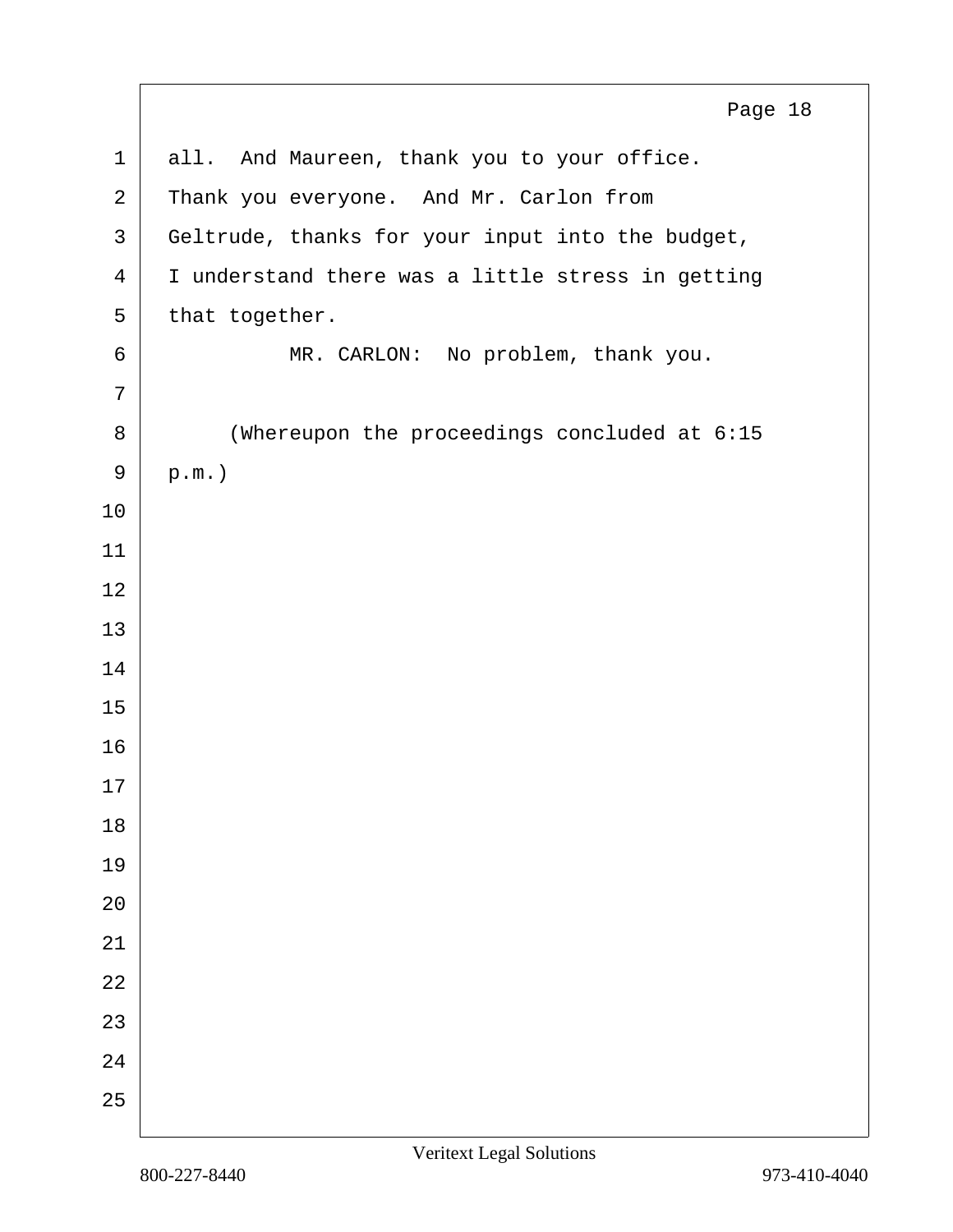all. And Maureen, thank you to your office. Thank you everyone. And Mr. Carlon from Geltrude, thanks for your input into the budget, I understand there was a little stress in getting that together.

MR. CARLON: No problem, thank you.

(Whereupon the proceedings concluded at 6:15 p.m.)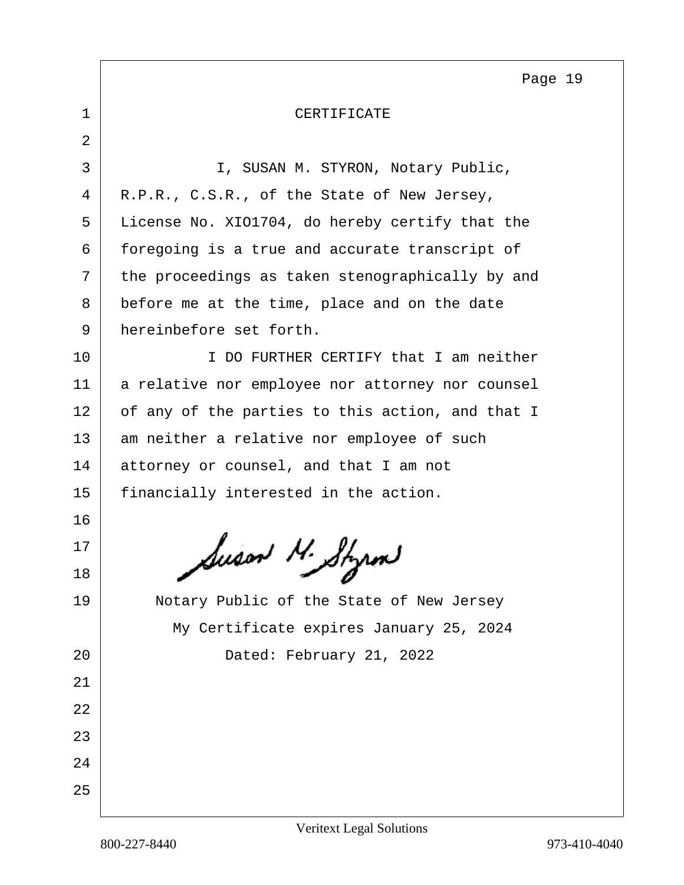# CERTIFICATE

I, SUSAN M. STYRON, Notary Public, R.P.R., C.S.R., of the State of New Jersey, License No. XIO1704, do hereby certify that the foregoing is a true and accurate transcript of the proceedings as taken stenographically by and before me at the time, place and on the date hereinbefore set forth.

I DO FURTHER CERTIFY that I am neither a relative nor employee nor attorney nor counsel of any of the parties to this action, and that I am neither a relative nor employee of such attorney or counsel, and that I am not financially interested in the action.

Susan M. Styron

Notary Public of the State of New Jersey
My Certificate expires January 25, 2024
Dated: February 21, 2022

Veritext Legal Solutions
800-227-8440 973-410-4040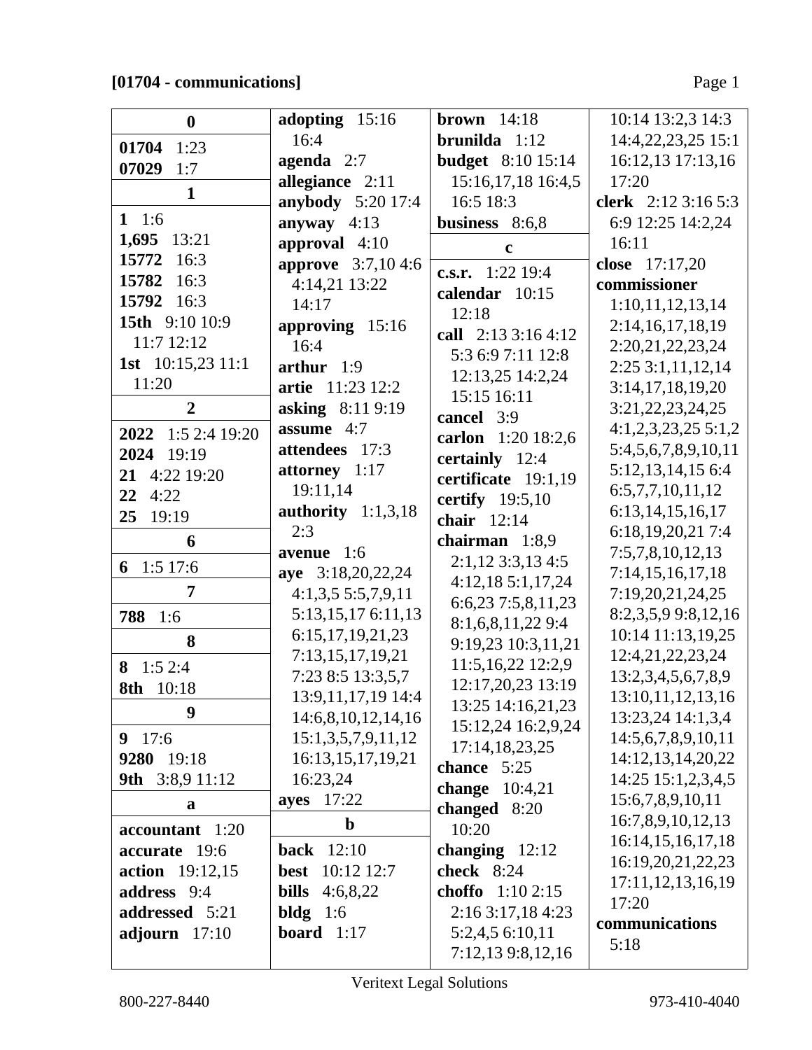**[01704 - communications]**

**0**

**01704** 1:23
**07029** 1:7

**1**

**1** 1:6
**1,695** 13:21
**15772** 16:3
**15782** 16:3
**15792** 16:3
**15th** 9:10 10:9 11:7 12:12
**1st** 10:15,23 11:1 11:20

**2**

**2022** 1:5 2:4 19:20
**2024** 19:19
**21** 4:22 19:20
**22** 4:22
**25** 19:19

**6**

**6** 1:5 17:6

**7**

**788** 1:6

**8**

**8** 1:5 2:4
**8th** 10:18

**9**

**9** 17:6
**9280** 19:18
**9th** 3:8,9 11:12

**a**

**accountant** 1:20
**accurate** 19:6
**action** 19:12,15
**address** 9:4
**addressed** 5:21
**adjourn** 17:10
**adopting** 15:16 16:4
**agenda** 2:7
**allegiance** 2:11
**anybody** 5:20 17:4
**anyway** 4:13
**approval** 4:10
**approve** 3:7,10 4:6 4:14,21 13:22 14:17
**approving** 15:16 16:4
**arthur** 1:9
**artie** 11:23 12:2
**asking** 8:11 9:19
**assume** 4:7
**attendees** 17:3
**attorney** 1:17 19:11,14
**authority** 1:1,3,18 2:3
**avenue** 1:6
**aye** 3:18,20,22,24 4:1,3,5 5:5,7,9,11 5:13,15,17 6:11,13 6:15,17,19,21,23 7:13,15,17,19,21 7:23 8:5 13:3,5,7 13:9,11,17,19 14:4 14:6,8,10,12,14,16 15:1,3,5,7,9,11,12 16:13,15,17,19,21 16:23,24
**ayes** 17:22

**b**

**back** 12:10
**best** 10:12 12:7
**bills** 4:6,8,22
**bldg** 1:6
**board** 1:17
**brown** 14:18
**brunilda** 1:12
**budget** 8:10 15:14 15:16,17,18 16:4,5 16:5 18:3
**business** 8:6,8

**c**

**c.s.r.** 1:22 19:4
**calendar** 10:15 12:18
**call** 2:13 3:16 4:12 5:3 6:9 7:11 12:8 12:13,25 14:2,24 15:15 16:11
**cancel** 3:9
**carlon** 1:20 18:2,6
**certainly** 12:4
**certificate** 19:1,19
**certify** 19:5,10
**chair** 12:14
**chairman** 1:8,9 2:1,12 3:3,13 4:5 4:12,18 5:1,17,24 6:6,23 7:5,8,11,23 8:1,6,8,11,22 9:4 9:19,23 10:3,11,21 11:5,16,22 12:2,9 12:17,20,23 13:19 13:25 14:16,21,23 15:12,24 16:2,9,24 17:14,18,23,25
**chance** 5:25
**change** 10:4,21
**changed** 8:20 10:20
**changing** 12:12
**check** 8:24
**choffo** 1:10 2:15 2:16 3:17,18 4:23 5:2,4,5 6:10,11 7:12,13 9:8,12,16 10:14 13:2,3 14:3 14:4,22,23,25 15:1 16:12,13 17:13,16 17:20
**clerk** 2:12 3:16 5:3 6:9 12:25 14:2,24 16:11
**close** 17:17,20
**commissioner** 1:10,11,12,13,14 2:14,16,17,18,19 2:20,21,22,23,24 2:25 3:1,11,12,14 3:14,17,18,19,20 3:21,22,23,24,25 4:1,2,3,23,25 5:1,2 5:4,5,6,7,8,9,10,11 5:12,13,14,15 6:4 6:5,7,7,10,11,12 6:13,14,15,16,17 6:18,19,20,21 7:4 7:5,7,8,10,12,13 7:14,15,16,17,18 7:19,20,21,24,25 8:2,3,5,9 9:8,12,16 10:14 11:13,19,25 12:4,21,22,23,24 13:2,3,4,5,6,7,8,9 13:10,11,12,13,16 13:23,24 14:1,3,4 14:5,6,7,8,9,10,11 14:12,13,14,20,22 14:25 15:1,2,3,4,5 15:6,7,8,9,10,11 16:7,8,9,10,12,13 16:14,15,16,17,18 16:19,20,21,22,23 17:11,12,13,16,19 17:20
**communications** 5:18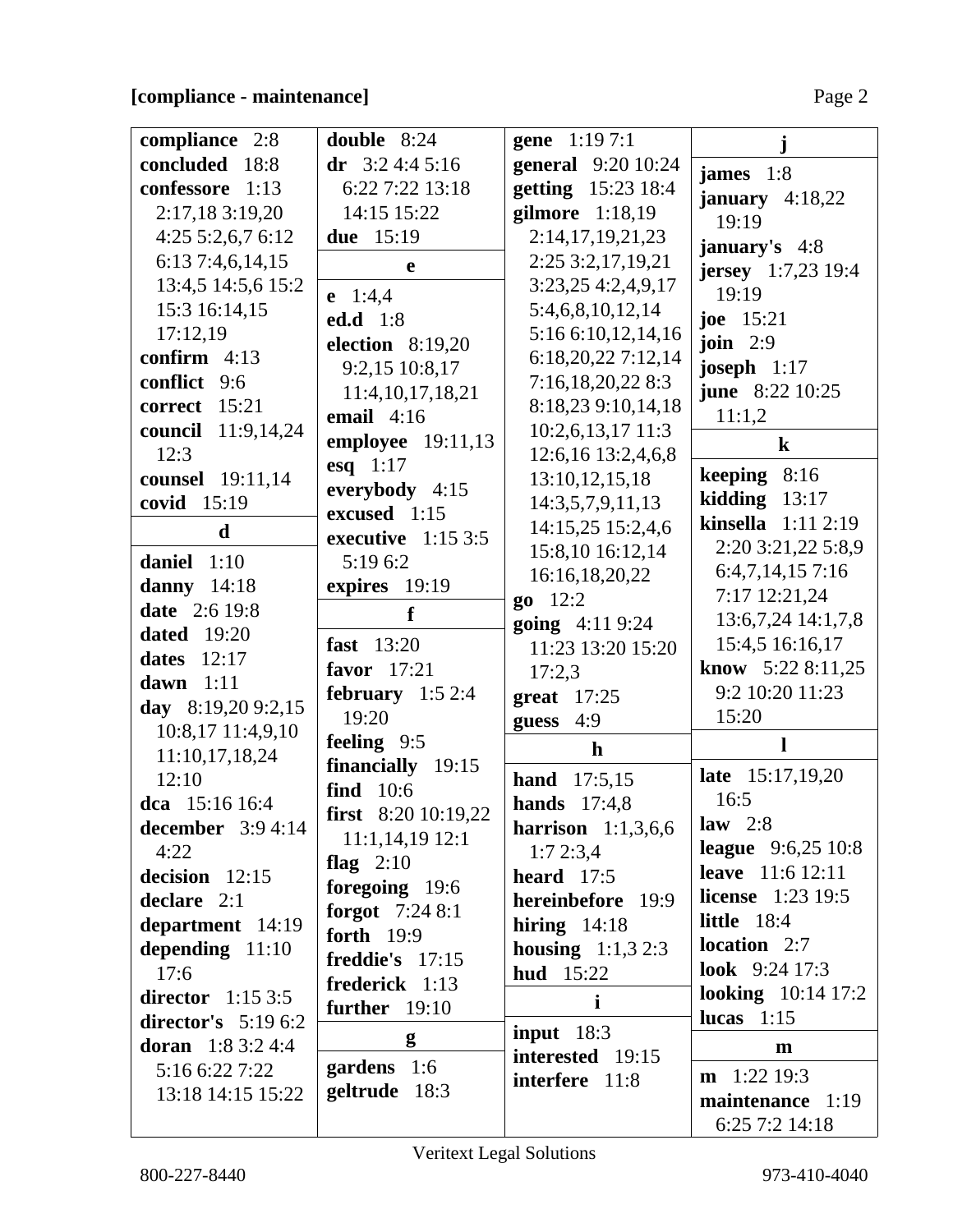[compliance - maintenance]

**compliance** 2:8
**concluded** 18:8
**confessore** 1:13 2:17,18 3:19,20 4:25 5:2,6,7 6:12 6:13 7:4,6,14,15 13:4,5 14:5,6 15:2 15:3 16:14,15 17:12,19
**confirm** 4:13
**conflict** 9:6
**correct** 15:21
**council** 11:9,14,24 12:3
**counsel** 19:11,14
**covid** 15:19

**d**

**daniel** 1:10
**danny** 14:18
**date** 2:6 19:8
**dated** 19:20
**dates** 12:17
**dawn** 1:11
**day** 8:19,20 9:2,15 10:8,17 11:4,9,10 11:10,17,18,24 12:10
**dca** 15:16 16:4
**december** 3:9 4:14 4:22
**decision** 12:15
**declare** 2:1
**department** 14:19
**depending** 11:10 17:6
**director** 1:15 3:5
**director's** 5:19 6:2
**doran** 1:8 3:2 4:4 5:16 6:22 7:22 13:18 14:15 15:22
**double** 8:24
**dr** 3:2 4:4 5:16 6:22 7:22 13:18 14:15 15:22
**due** 15:19

**e**

**e** 1:4,4
**ed.d** 1:8
**election** 8:19,20 9:2,15 10:8,17 11:4,10,17,18,21
**email** 4:16
**employee** 19:11,13
**esq** 1:17
**everybody** 4:15
**excused** 1:15
**executive** 1:15 3:5 5:19 6:2
**expires** 19:19

**f**

**fast** 13:20
**favor** 17:21
**february** 1:5 2:4 19:20
**feeling** 9:5
**financially** 19:15
**find** 10:6
**first** 8:20 10:19,22 11:1,14,19 12:1
**flag** 2:10
**foregoing** 19:6
**forgot** 7:24 8:1
**forth** 19:9
**freddie's** 17:15
**frederick** 1:13
**further** 19:10

**g**

**gardens** 1:6
**geltrude** 18:3
**gene** 1:19 7:1
**general** 9:20 10:24
**getting** 15:23 18:4
**gilmore** 1:18,19 2:14,17,19,21,23 2:25 3:2,17,19,21 3:23,25 4:2,4,9,17 5:4,6,8,10,12,14 5:16 6:10,12,14,16 6:18,20,22 7:12,14 7:16,18,20,22 8:3 8:18,23 9:10,14,18 10:2,6,13,17 11:3 12:6,16 13:2,4,6,8 13:10,12,15,18 14:3,5,7,9,11,13 14:15,25 15:2,4,6 15:8,10 16:12,14 16:16,18,20,22
**go** 12:2
**going** 4:11 9:24 11:23 13:20 15:20 17:2,3
**great** 17:25
**guess** 4:9

**h**

**hand** 17:5,15
**hands** 17:4,8
**harrison** 1:1,3,6,6 1:7 2:3,4
**heard** 17:5
**hereinbefore** 19:9
**hiring** 14:18
**housing** 1:1,3 2:3
**hud** 15:22

**i**

**input** 18:3
**interested** 19:15
**interfere** 11:8

**j**

**james** 1:8
**january** 4:18,22 19:19
**january's** 4:8
**jersey** 1:7,23 19:4 19:19
**joe** 15:21
**join** 2:9
**joseph** 1:17
**june** 8:22 10:25 11:1,2

**k**

**keeping** 8:16
**kidding** 13:17
**kinsella** 1:11 2:19 2:20 3:21,22 5:8,9 6:4,7,14,15 7:16 7:17 12:21,24 13:6,7,24 14:1,7,8 15:4,5 16:16,17
**know** 5:22 8:11,25 9:2 10:20 11:23 15:20

**l**

**late** 15:17,19,20 16:5
**law** 2:8
**league** 9:6,25 10:8
**leave** 11:6 12:11
**license** 1:23 19:5
**little** 18:4
**location** 2:7
**look** 9:24 17:3
**looking** 10:14 17:2
**lucas** 1:15

**m**

**m** 1:22 19:3
**maintenance** 1:19 6:25 7:2 14:18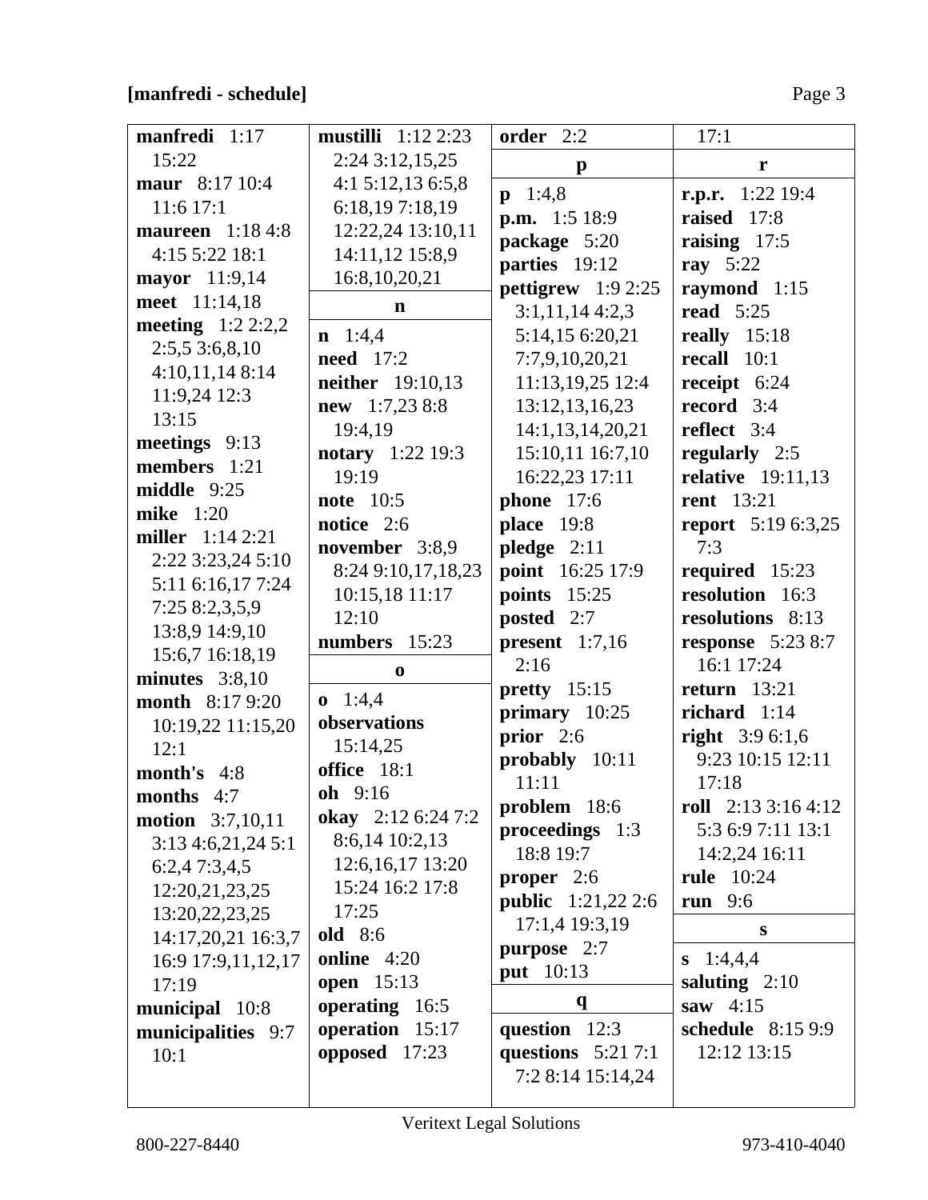**[manfredi - schedule]**

**manfredi** 1:17 15:22
**maur** 8:17 10:4 11:6 17:1
**maureen** 1:18 4:8 4:15 5:22 18:1
**mayor** 11:9,14
**meet** 11:14,18
**meeting** 1:2 2:2,2 2:5,5 3:6,8,10 4:10,11,14 8:14 11:9,24 12:3 13:15
**meetings** 9:13
**members** 1:21
**middle** 9:25
**mike** 1:20
**miller** 1:14 2:21 2:22 3:23,24 5:10 5:11 6:16,17 7:24 7:25 8:2,3,5,9 13:8,9 14:9,10 15:6,7 16:18,19
**minutes** 3:8,10
**month** 8:17 9:20 10:19,22 11:15,20 12:1
**month's** 4:8
**months** 4:7
**motion** 3:7,10,11 3:13 4:6,21,24 5:1 6:2,4 7:3,4,5 12:20,21,23,25 13:20,22,23,25 14:17,20,21 16:3,7 16:9 17:9,11,12,17 17:19
**municipal** 10:8
**municipalities** 9:7 10:1
**mustilli** 1:12 2:23 2:24 3:12,15,25 4:1 5:12,13 6:5,8 6:18,19 7:18,19 12:22,24 13:10,11 14:11,12 15:8,9 16:8,10,20,21

**n**

**n** 1:4,4
**need** 17:2
**neither** 19:10,13
**new** 1:7,23 8:8 19:4,19
**notary** 1:22 19:3 19:19
**note** 10:5
**notice** 2:6
**november** 3:8,9 8:24 9:10,17,18,23 10:15,18 11:17 12:10
**numbers** 15:23

**o**

**o** 1:4,4
**observations** 15:14,25
**office** 18:1
**oh** 9:16
**okay** 2:12 6:24 7:2 8:6,14 10:2,13 12:6,16,17 13:20 15:24 16:2 17:8 17:25
**old** 8:6
**online** 4:20
**open** 15:13
**operating** 16:5
**operation** 15:17
**opposed** 17:23
**order** 2:2

**p**

**p** 1:4,8
**p.m.** 1:5 18:9
**package** 5:20
**parties** 19:12
**pettigrew** 1:9 2:25 3:1,11,14 4:2,3 5:14,15 6:20,21 7:7,9,10,20,21 11:13,19,25 12:4 13:12,13,16,23 14:1,13,14,20,21 15:10,11 16:7,10 16:22,23 17:11
**phone** 17:6
**place** 19:8
**pledge** 2:11
**point** 16:25 17:9
**points** 15:25
**posted** 2:7
**present** 1:7,16 2:16
**pretty** 15:15
**primary** 10:25
**prior** 2:6
**probably** 10:11 11:11
**problem** 18:6
**proceedings** 1:3 18:8 19:7
**proper** 2:6
**public** 1:21,22 2:6 17:1,4 19:3,19
**purpose** 2:7
**put** 10:13

**q**

**question** 12:3
**questions** 5:21 7:1 7:2 8:14 15:14,24 17:1

**r**

**r.p.r.** 1:22 19:4
**raised** 17:8
**raising** 17:5
**ray** 5:22
**raymond** 1:15
**read** 5:25
**really** 15:18
**recall** 10:1
**receipt** 6:24
**record** 3:4
**reflect** 3:4
**regularly** 2:5
**relative** 19:11,13
**rent** 13:21
**report** 5:19 6:3,25 7:3
**required** 15:23
**resolution** 16:3
**resolutions** 8:13
**response** 5:23 8:7 16:1 17:24
**return** 13:21
**richard** 1:14
**right** 3:9 6:1,6 9:23 10:15 12:11 17:18
**roll** 2:13 3:16 4:12 5:3 6:9 7:11 13:1 14:2,24 16:11
**rule** 10:24
**run** 9:6

**s**

**s** 1:4,4,4
**saluting** 2:10
**saw** 4:15
**schedule** 8:15 9:9 12:12 13:15

Veritext Legal Solutions

800-227-8440 973-410-4040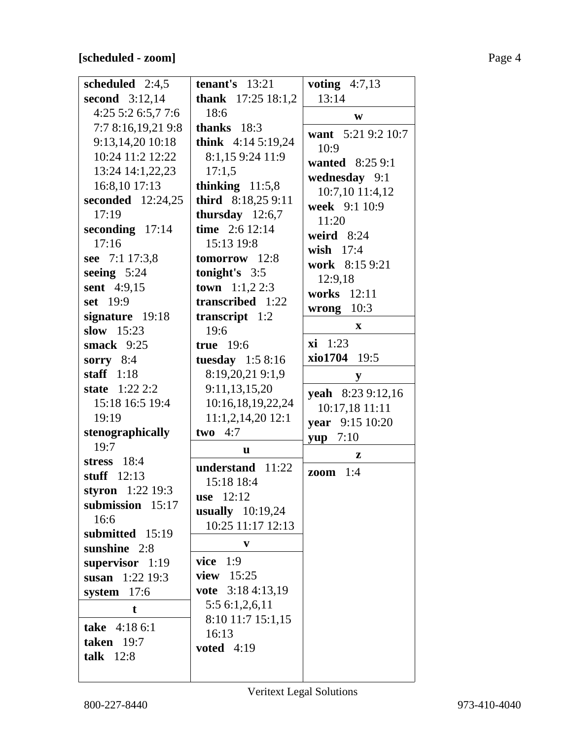**scheduled** 2:4,5
**second** 3:12,14 4:25 5:2 6:5,7 7:6 7:7 8:16,19,21 9:8 9:13,14,20 10:18 10:24 11:2 12:22 13:24 14:1,22,23 16:8,10 17:13
**seconded** 12:24,25 17:19
**seconding** 17:14 17:16
**see** 7:1 17:3,8
**seeing** 5:24
**sent** 4:9,15
**set** 19:9
**signature** 19:18
**slow** 15:23
**smack** 9:25
**sorry** 8:4
**staff** 1:18
**state** 1:22 2:2 15:18 16:5 19:4 19:19
**stenographically** 19:7
**stress** 18:4
**stuff** 12:13
**styron** 1:22 19:3
**submission** 15:17 16:6
**submitted** 15:19
**sunshine** 2:8
**supervisor** 1:19
**susan** 1:22 19:3
**system** 17:6

**t**

**take** 4:18 6:1
**taken** 19:7
**talk** 12:8
**tenant's** 13:21
**thank** 17:25 18:1,2 18:6
**thanks** 18:3
**think** 4:14 5:19,24 8:1,15 9:24 11:9 17:1,5
**thinking** 11:5,8
**third** 8:18,25 9:11
**thursday** 12:6,7
**time** 2:6 12:14 15:13 19:8
**tomorrow** 12:8
**tonight's** 3:5
**town** 1:1,2 2:3
**transcribed** 1:22
**transcript** 1:2 19:6
**true** 19:6
**tuesday** 1:5 8:16 8:19,20,21 9:1,9 9:11,13,15,20 10:16,18,19,22,24 11:1,2,14,20 12:1
**two** 4:7

**u**

**understand** 11:22 15:18 18:4
**use** 12:12
**usually** 10:19,24 10:25 11:17 12:13

**v**

**vice** 1:9
**view** 15:25
**vote** 3:18 4:13,19 5:5 6:1,2,6,11 8:10 11:7 15:1,15 16:13
**voted** 4:19
**voting** 4:7,13 13:14

**w**

**want** 5:21 9:2 10:7 10:9
**wanted** 8:25 9:1
**wednesday** 9:1 10:7,10 11:4,12
**week** 9:1 10:9 11:20
**weird** 8:24
**wish** 17:4
**work** 8:15 9:21 12:9,18
**works** 12:11
**wrong** 10:3

**x**

**xi** 1:23
**xio1704** 19:5

**y**

**yeah** 8:23 9:12,16 10:17,18 11:11
**year** 9:15 10:20
**yup** 7:10

**z**

**zoom** 1:4